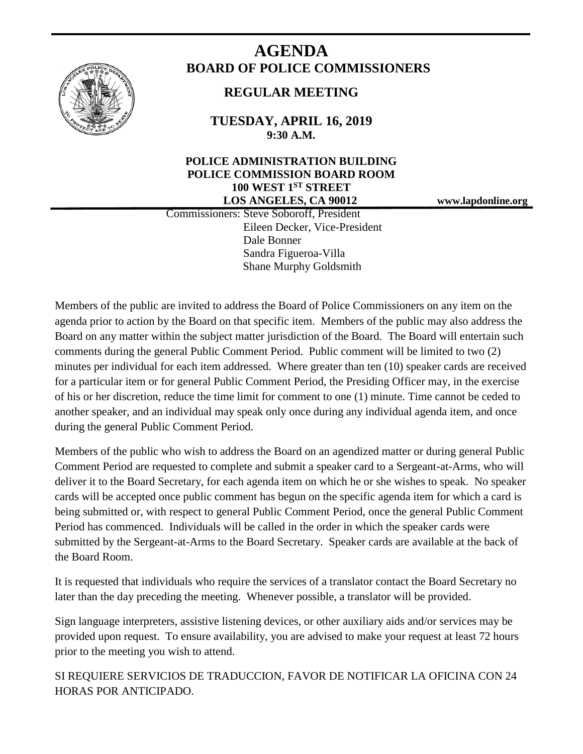# AGENDA

## BOARD OF POLICE COMMISSIONERS

### REGULAR MEETING

**TUESDAY, APRIL 16, 2019**
**9:30 A.M.**

**POLICE ADMINISTRATION BUILDING**
**POLICE COMMISSION BOARD ROOM**
**100 WEST 1ST STREET**
**LOS ANGELES, CA 90012**

**www.lapdonline.org**

Commissioners: Steve Soboroff, President
Eileen Decker, Vice-President
Dale Bonner
Sandra Figueroa-Villa
Shane Murphy Goldsmith

Members of the public are invited to address the Board of Police Commissioners on any item on the agenda prior to action by the Board on that specific item. Members of the public may also address the Board on any matter within the subject matter jurisdiction of the Board. The Board will entertain such comments during the general Public Comment Period. Public comment will be limited to two (2) minutes per individual for each item addressed. Where greater than ten (10) speaker cards are received for a particular item or for general Public Comment Period, the Presiding Officer may, in the exercise of his or her discretion, reduce the time limit for comment to one (1) minute. Time cannot be ceded to another speaker, and an individual may speak only once during any individual agenda item, and once during the general Public Comment Period.

Members of the public who wish to address the Board on an agendized matter or during general Public Comment Period are requested to complete and submit a speaker card to a Sergeant-at-Arms, who will deliver it to the Board Secretary, for each agenda item on which he or she wishes to speak. No speaker cards will be accepted once public comment has begun on the specific agenda item for which a card is being submitted or, with respect to general Public Comment Period, once the general Public Comment Period has commenced. Individuals will be called in the order in which the speaker cards were submitted by the Sergeant-at-Arms to the Board Secretary. Speaker cards are available at the back of the Board Room.

It is requested that individuals who require the services of a translator contact the Board Secretary no later than the day preceding the meeting. Whenever possible, a translator will be provided.

Sign language interpreters, assistive listening devices, or other auxiliary aids and/or services may be provided upon request. To ensure availability, you are advised to make your request at least 72 hours prior to the meeting you wish to attend.

SI REQUIERE SERVICIOS DE TRADUCCION, FAVOR DE NOTIFICAR LA OFICINA CON 24 HORAS POR ANTICIPADO.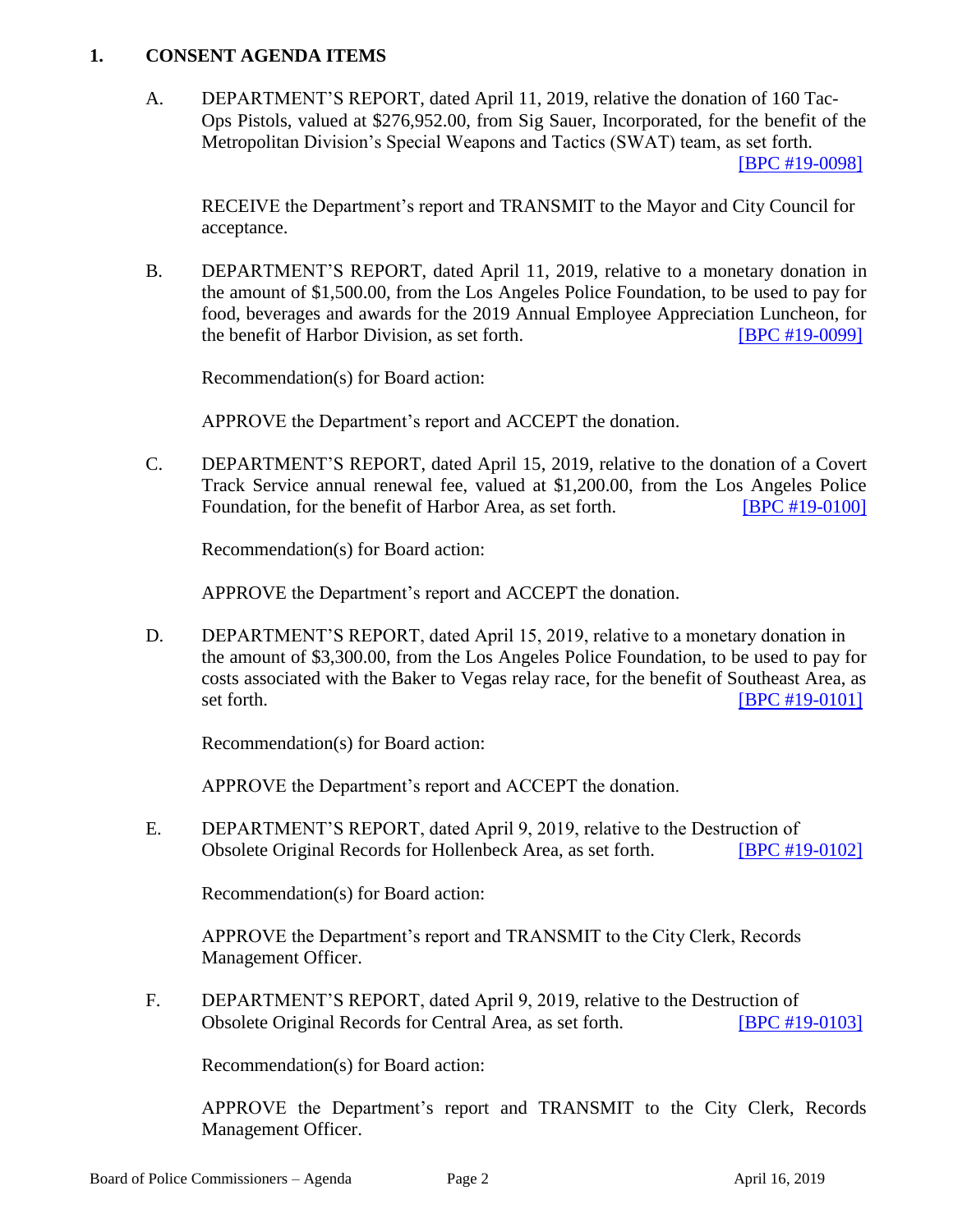## 1. CONSENT AGENDA ITEMS

A. DEPARTMENT'S REPORT, dated April 11, 2019, relative the donation of 160 Tac-Ops Pistols, valued at $276,952.00, from Sig Sauer, Incorporated, for the benefit of the Metropolitan Division's Special Weapons and Tactics (SWAT) team, as set forth. [BPC #19-0098]

RECEIVE the Department's report and TRANSMIT to the Mayor and City Council for acceptance.

B. DEPARTMENT'S REPORT, dated April 11, 2019, relative to a monetary donation in the amount of $1,500.00, from the Los Angeles Police Foundation, to be used to pay for food, beverages and awards for the 2019 Annual Employee Appreciation Luncheon, for the benefit of Harbor Division, as set forth. [BPC #19-0099]

Recommendation(s) for Board action:

APPROVE the Department's report and ACCEPT the donation.

C. DEPARTMENT'S REPORT, dated April 15, 2019, relative to the donation of a Covert Track Service annual renewal fee, valued at $1,200.00, from the Los Angeles Police Foundation, for the benefit of Harbor Area, as set forth. [BPC #19-0100]

Recommendation(s) for Board action:

APPROVE the Department's report and ACCEPT the donation.

D. DEPARTMENT'S REPORT, dated April 15, 2019, relative to a monetary donation in the amount of $3,300.00, from the Los Angeles Police Foundation, to be used to pay for costs associated with the Baker to Vegas relay race, for the benefit of Southeast Area, as set forth. [BPC #19-0101]

Recommendation(s) for Board action:

APPROVE the Department's report and ACCEPT the donation.

E. DEPARTMENT'S REPORT, dated April 9, 2019, relative to the Destruction of Obsolete Original Records for Hollenbeck Area, as set forth. [BPC #19-0102]

Recommendation(s) for Board action:

APPROVE the Department's report and TRANSMIT to the City Clerk, Records Management Officer.

F. DEPARTMENT'S REPORT, dated April 9, 2019, relative to the Destruction of Obsolete Original Records for Central Area, as set forth. [BPC #19-0103]

Recommendation(s) for Board action:

APPROVE the Department's report and TRANSMIT to the City Clerk, Records Management Officer.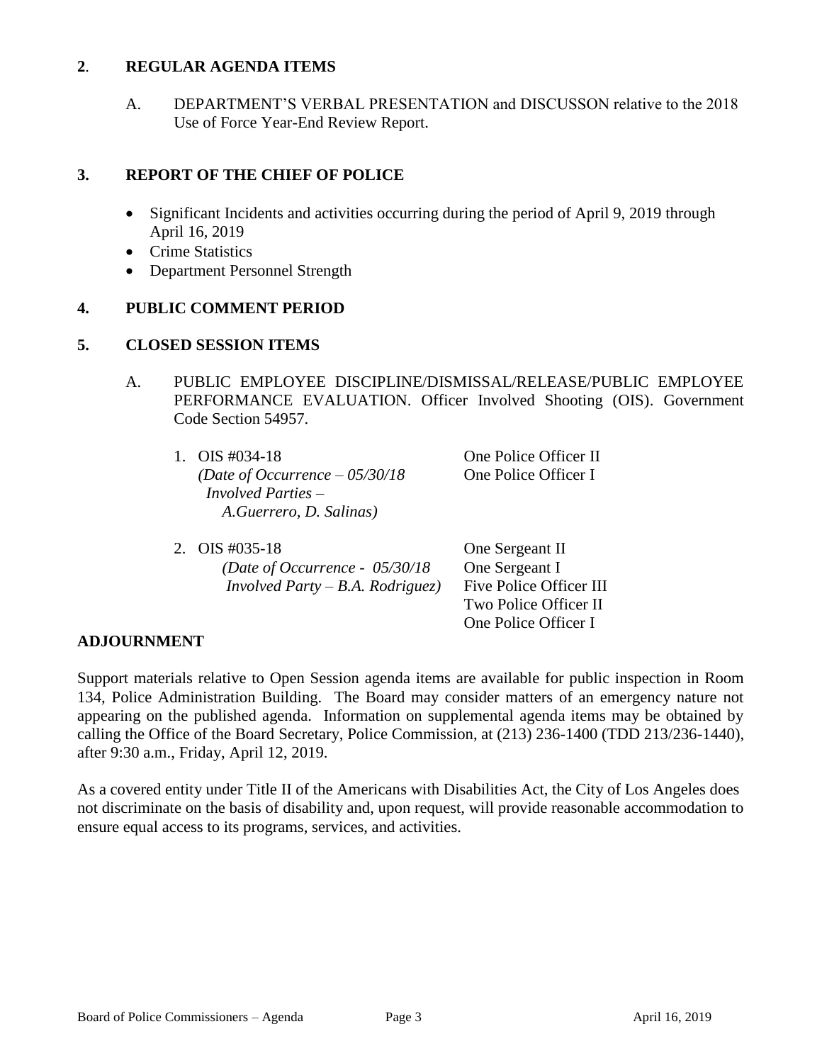## 2. REGULAR AGENDA ITEMS

A. DEPARTMENT'S VERBAL PRESENTATION and DISCUSSON relative to the 2018 Use of Force Year-End Review Report.

## 3. REPORT OF THE CHIEF OF POLICE

- Significant Incidents and activities occurring during the period of April 9, 2019 through April 16, 2019
- Crime Statistics
- Department Personnel Strength

## 4. PUBLIC COMMENT PERIOD

## 5. CLOSED SESSION ITEMS

A. PUBLIC EMPLOYEE DISCIPLINE/DISMISSAL/RELEASE/PUBLIC EMPLOYEE PERFORMANCE EVALUATION. Officer Involved Shooting (OIS). Government Code Section 54957.

1. OIS #034-18 *(Date of Occurrence – 05/30/18 Involved Parties – A.Guerrero, D. Salinas)*
   - One Police Officer II
   - One Police Officer I

2. OIS #035-18 *(Date of Occurrence - 05/30/18 Involved Party – B.A. Rodriguez)*
   - One Sergeant II
   - One Sergeant I
   - Five Police Officer III
   - Two Police Officer II
   - One Police Officer I

## ADJOURNMENT

Support materials relative to Open Session agenda items are available for public inspection in Room 134, Police Administration Building. The Board may consider matters of an emergency nature not appearing on the published agenda. Information on supplemental agenda items may be obtained by calling the Office of the Board Secretary, Police Commission, at (213) 236-1400 (TDD 213/236-1440), after 9:30 a.m., Friday, April 12, 2019.

As a covered entity under Title II of the Americans with Disabilities Act, the City of Los Angeles does not discriminate on the basis of disability and, upon request, will provide reasonable accommodation to ensure equal access to its programs, services, and activities.